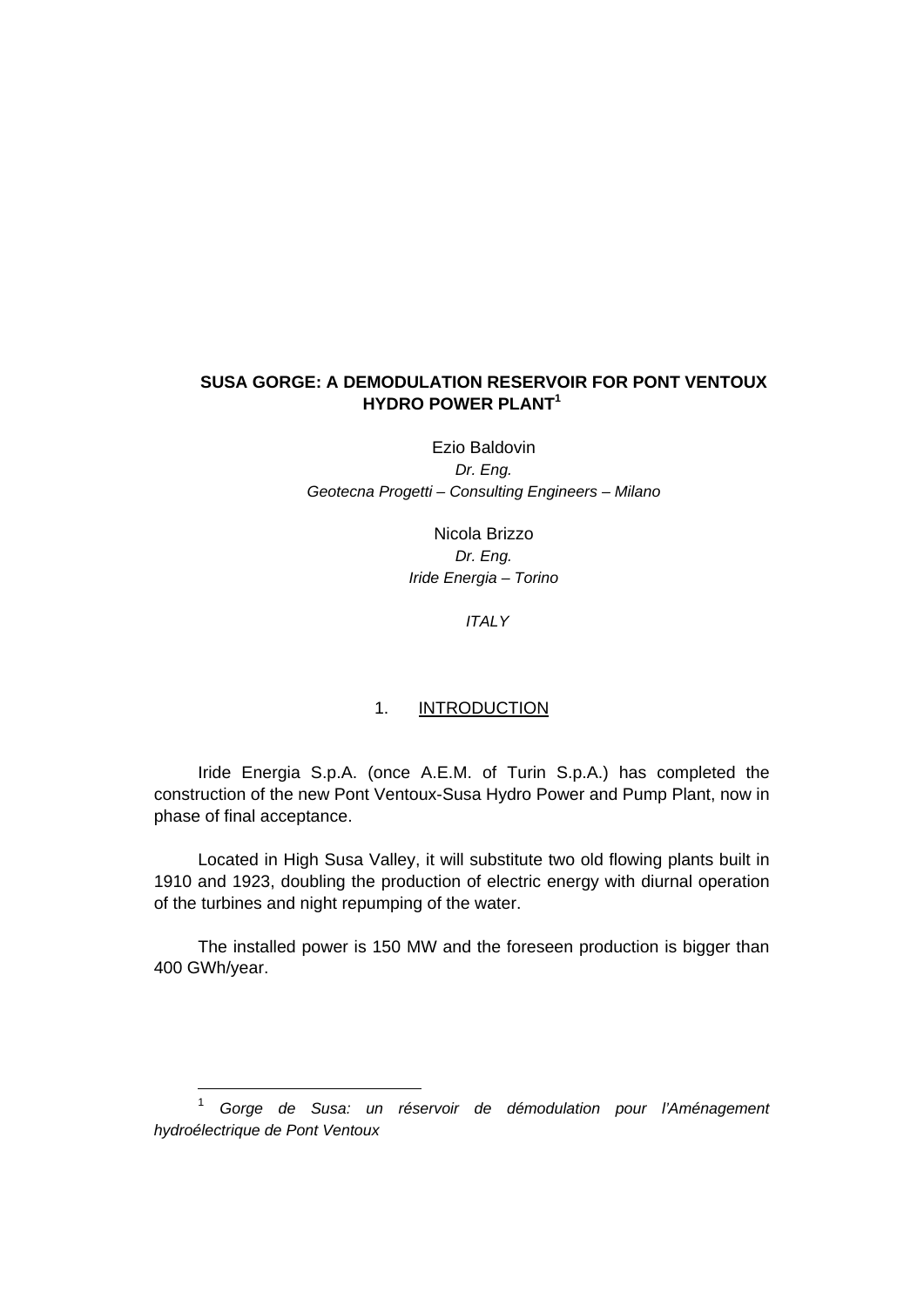# SUSA GORGE: A DEMODULATION RESERVOIR FOR PONT VENTOUX HYDRO POWER PLANT[1]

Ezio Baldovin
*Dr. Eng.*
*Geotecna Progetti – Consulting Engineers – Milano*

Nicola Brizzo
*Dr. Eng.*
*Iride Energia – Torino*

*ITALY*

## 1. INTRODUCTION

Iride Energia S.p.A. (once A.E.M. of Turin S.p.A.) has completed the construction of the new Pont Ventoux-Susa Hydro Power and Pump Plant, now in phase of final acceptance.

Located in High Susa Valley, it will substitute two old flowing plants built in 1910 and 1923, doubling the production of electric energy with diurnal operation of the turbines and night repumping of the water.

The installed power is 150 MW and the foreseen production is bigger than 400 GWh/year.

---

[1] *Gorge de Susa: un réservoir de démodulation pour l'Aménagement hydroélectrique de Pont Ventoux*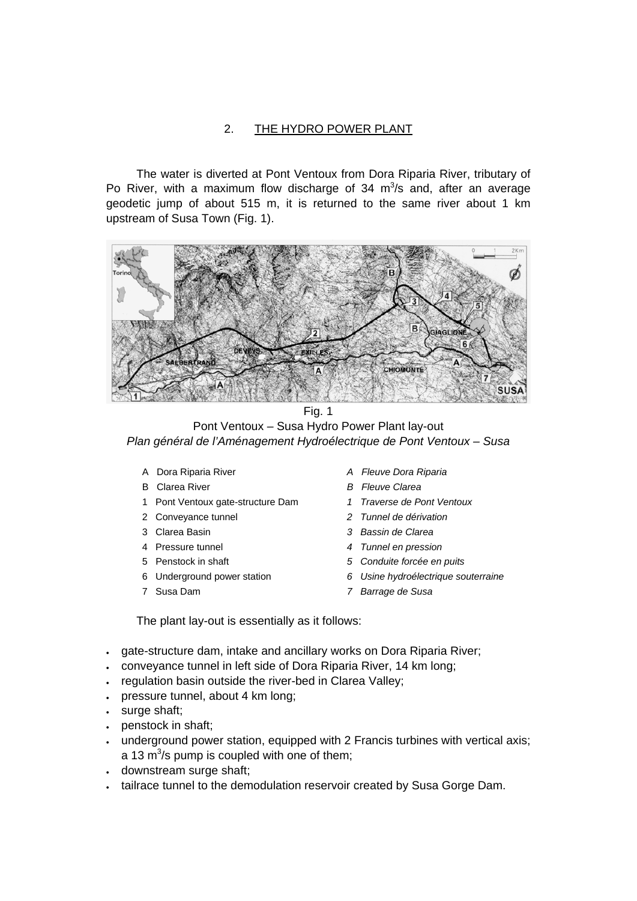## 2. THE HYDRO POWER PLANT

The water is diverted at Pont Ventoux from Dora Riparia River, tributary of Po River, with a maximum flow discharge of 34 $m^3$/s and, after an average geodetic jump of about 515 m, it is returned to the same river about 1 km upstream of Susa Town (Fig. 1).

Fig. 1

Pont Ventoux – Susa Hydro Power Plant lay-out

*Plan général de l'Aménagement Hydroélectrique de Pont Ventoux – Susa*

| | |
|---|---|
| A Dora Riparia River | *A Fleuve Dora Riparia* |
| B Clarea River | *B Fleuve Clarea* |
| 1 Pont Ventoux gate-structure Dam | *1 Traverse de Pont Ventoux* |
| 2 Conveyance tunnel | *2 Tunnel de dérivation* |
| 3 Clarea Basin | *3 Bassin de Clarea* |
| 4 Pressure tunnel | *4 Tunnel en pression* |
| 5 Penstock in shaft | *5 Conduite forcée en puits* |
| 6 Underground power station | *6 Usine hydroélectrique souterraine* |
| 7 Susa Dam | *7 Barrage de Susa* |

The plant lay-out is essentially as it follows:

- gate-structure dam, intake and ancillary works on Dora Riparia River;
- conveyance tunnel in left side of Dora Riparia River, 14 km long;
- regulation basin outside the river-bed in Clarea Valley;
- pressure tunnel, about 4 km long;
- surge shaft;
- penstock in shaft;
- underground power station, equipped with 2 Francis turbines with vertical axis; a 13 $m^3$/s pump is coupled with one of them;
- downstream surge shaft;
- tailrace tunnel to the demodulation reservoir created by Susa Gorge Dam.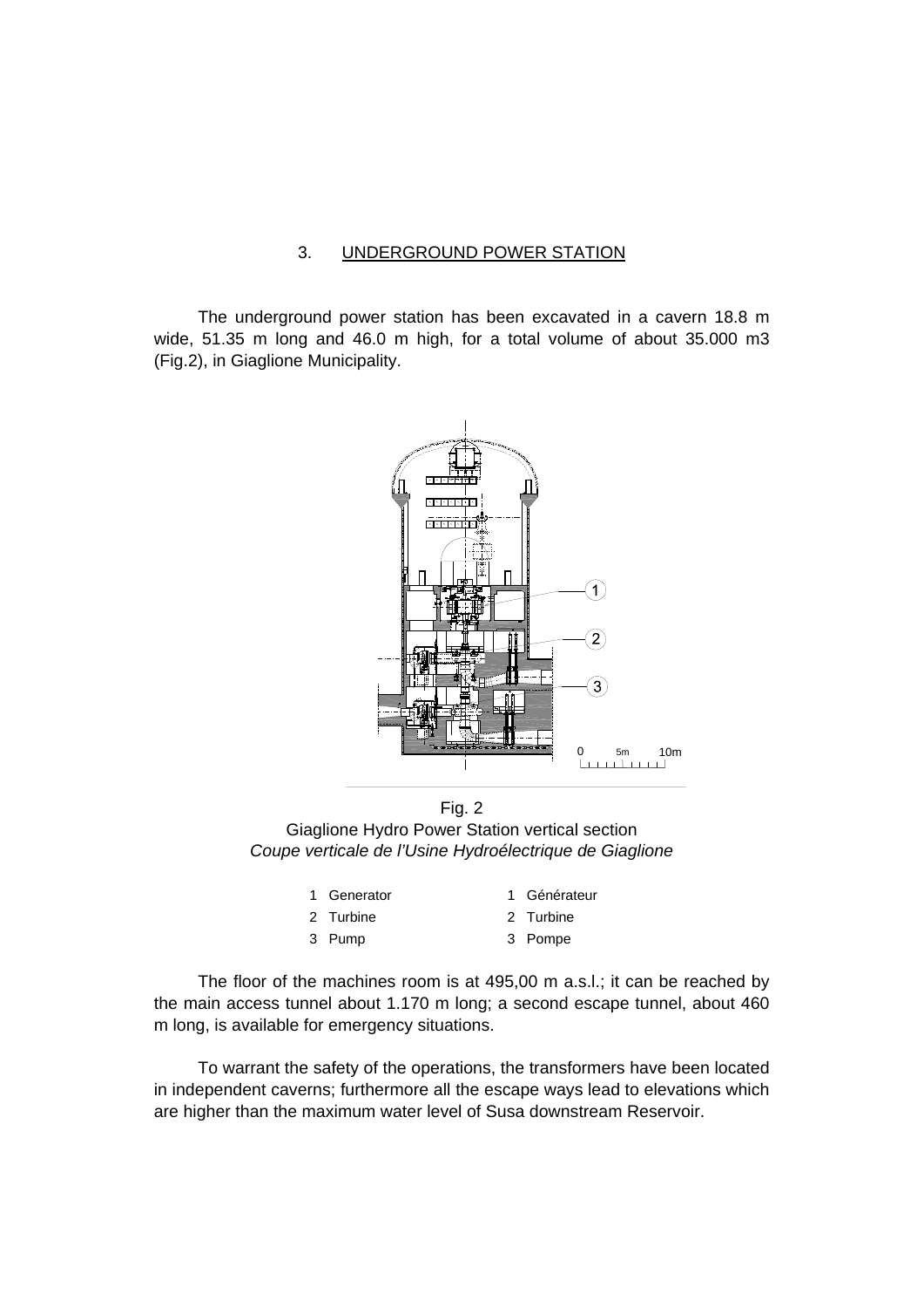## 3. UNDERGROUND POWER STATION

The underground power station has been excavated in a cavern 18.8 m wide, 51.35 m long and 46.0 m high, for a total volume of about 35.000 m3 (Fig.2), in Giaglione Municipality.

Fig. 2
Giaglione Hydro Power Station vertical section
*Coupe verticale de l'Usine Hydroélectrique de Giaglione*

| | |
|---|---|
| 1 Generator | 1 Générateur |
| 2 Turbine | 2 Turbine |
| 3 Pump | 3 Pompe |

The floor of the machines room is at 495,00 m a.s.l.; it can be reached by the main access tunnel about 1.170 m long; a second escape tunnel, about 460 m long, is available for emergency situations.

To warrant the safety of the operations, the transformers have been located in independent caverns; furthermore all the escape ways lead to elevations which are higher than the maximum water level of Susa downstream Reservoir.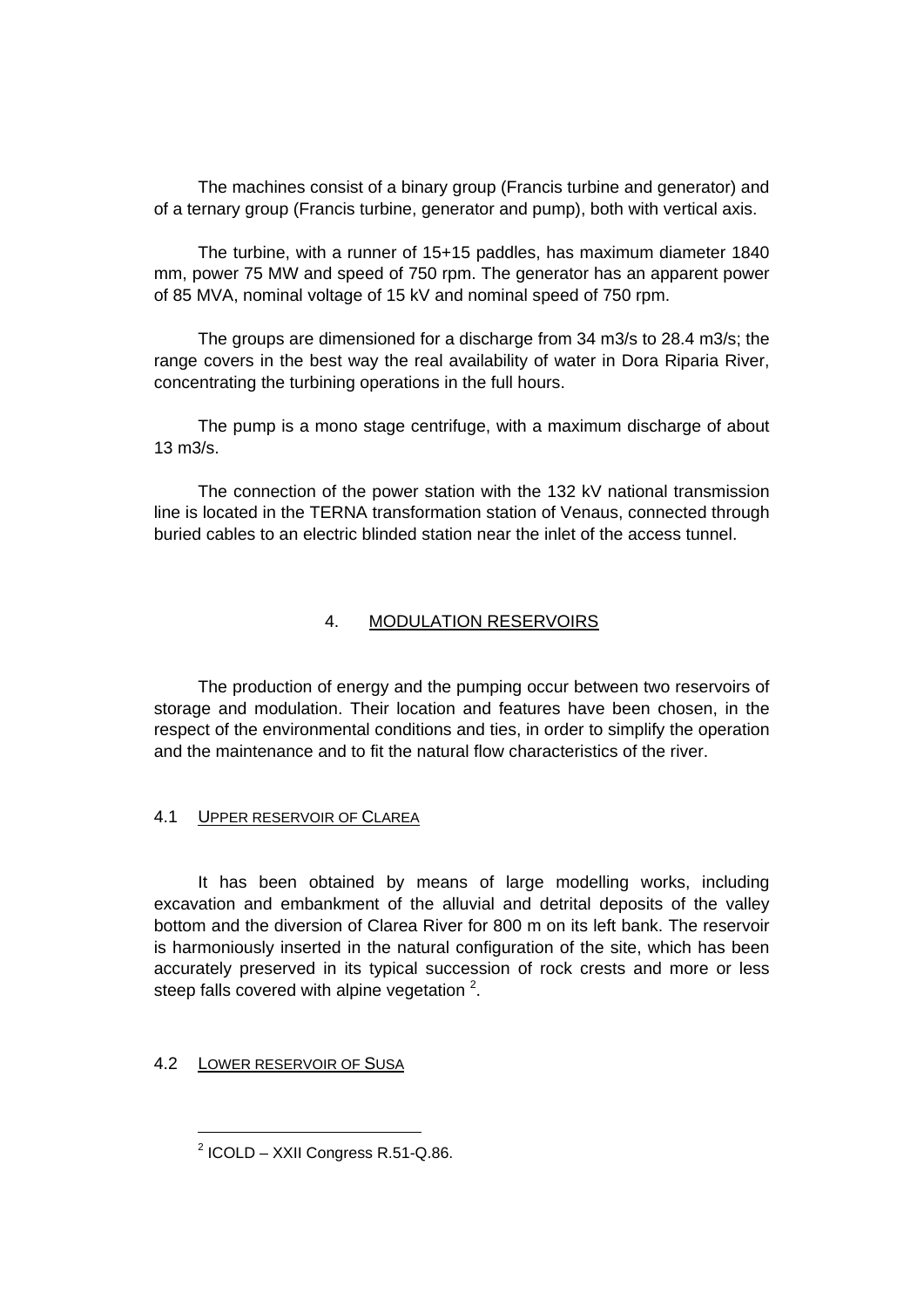The machines consist of a binary group (Francis turbine and generator) and of a ternary group (Francis turbine, generator and pump), both with vertical axis.

The turbine, with a runner of 15+15 paddles, has maximum diameter 1840 mm, power 75 MW and speed of 750 rpm. The generator has an apparent power of 85 MVA, nominal voltage of 15 kV and nominal speed of 750 rpm.

The groups are dimensioned for a discharge from 34 m3/s to 28.4 m3/s; the range covers in the best way the real availability of water in Dora Riparia River, concentrating the turbining operations in the full hours.

The pump is a mono stage centrifuge, with a maximum discharge of about 13 m3/s.

The connection of the power station with the 132 kV national transmission line is located in the TERNA transformation station of Venaus, connected through buried cables to an electric blinded station near the inlet of the access tunnel.

## 4. MODULATION RESERVOIRS

The production of energy and the pumping occur between two reservoirs of storage and modulation. Their location and features have been chosen, in the respect of the environmental conditions and ties, in order to simplify the operation and the maintenance and to fit the natural flow characteristics of the river.

### 4.1 UPPER RESERVOIR OF CLAREA

It has been obtained by means of large modelling works, including excavation and embankment of the alluvial and detrital deposits of the valley bottom and the diversion of Clarea River for 800 m on its left bank. The reservoir is harmoniously inserted in the natural configuration of the site, which has been accurately preserved in its typical succession of rock crests and more or less steep falls covered with alpine vegetation [2].

### 4.2 LOWER RESERVOIR OF SUSA

[2] ICOLD – XXII Congress R.51-Q.86.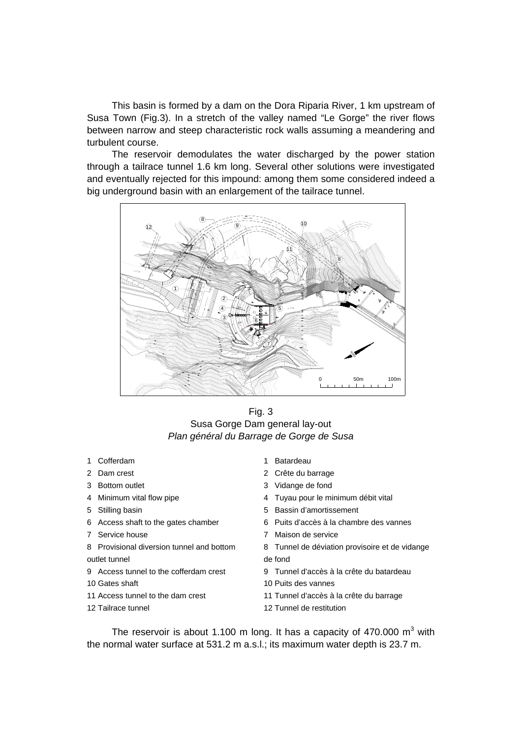This basin is formed by a dam on the Dora Riparia River, 1 km upstream of Susa Town (Fig.3). In a stretch of the valley named “Le Gorge” the river flows between narrow and steep characteristic rock walls assuming a meandering and turbulent course.

The reservoir demodulates the water discharged by the power station through a tailrace tunnel 1.6 km long. Several other solutions were investigated and eventually rejected for this impound: among them some considered indeed a big underground basin with an enlargement of the tailrace tunnel.

Fig. 3
Susa Gorge Dam general lay-out
*Plan général du Barrage de Gorge de Susa*

1 Cofferdam
2 Dam crest
3 Bottom outlet
4 Minimum vital flow pipe
5 Stilling basin
6 Access shaft to the gates chamber
7 Service house
8 Provisional diversion tunnel and bottom outlet tunnel
9 Access tunnel to the cofferdam crest
10 Gates shaft
11 Access tunnel to the dam crest
12 Tailrace tunnel

1 Batardeau
2 Crête du barrage
3 Vidange de fond
4 Tuyau pour le minimum débit vital
5 Bassin d’amortissement
6 Puits d’accès à la chambre des vannes
7 Maison de service
8 Tunnel de déviation provisoire et de vidange de fond
9 Tunnel d’accès à la crête du batardeau
10 Puits des vannes
11 Tunnel d’accès à la crête du barrage
12 Tunnel de restitution

The reservoir is about 1.100 m long. It has a capacity of 470.000 $m^3$ with the normal water surface at 531.2 m a.s.l.; its maximum water depth is 23.7 m.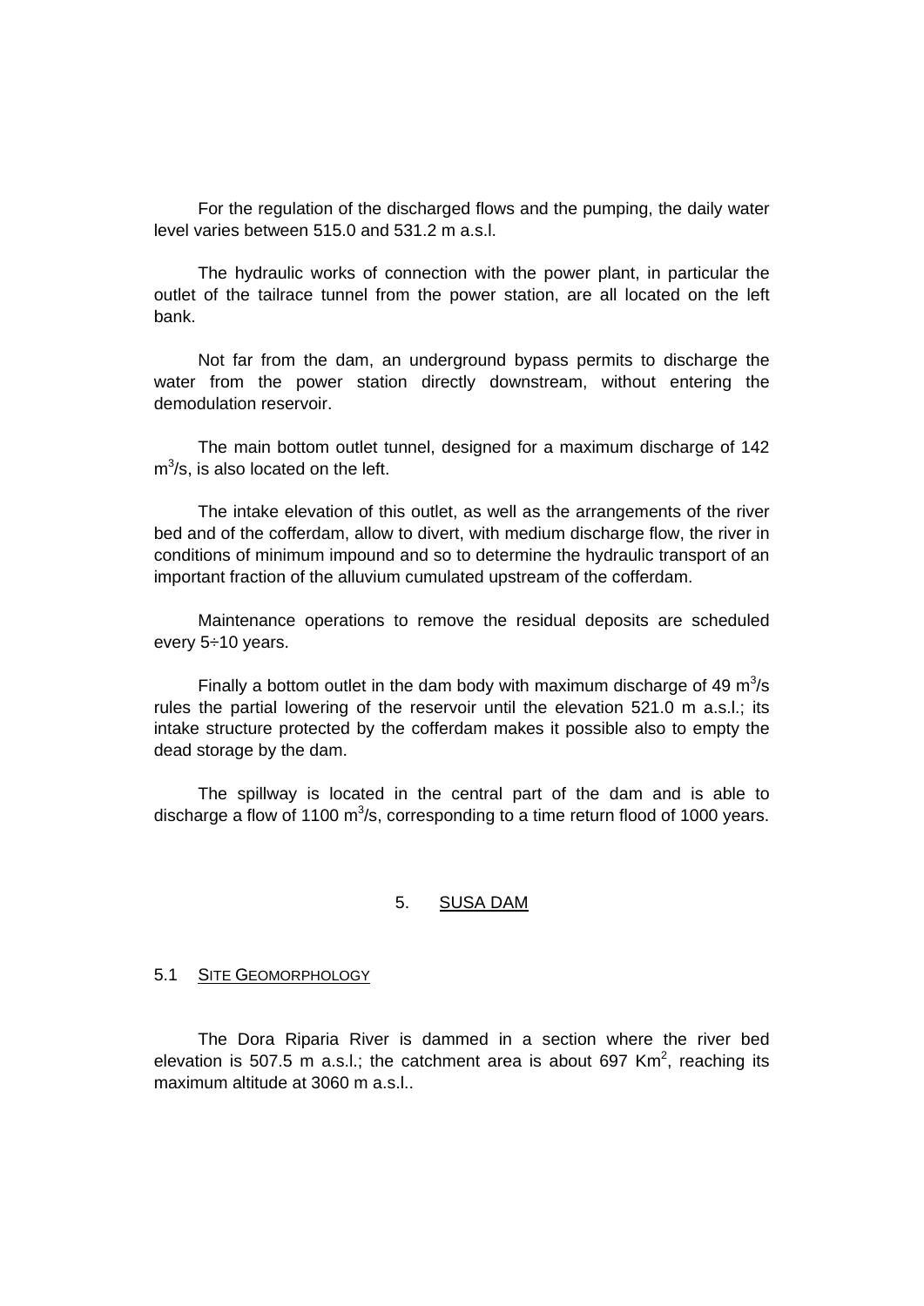For the regulation of the discharged flows and the pumping, the daily water level varies between 515.0 and 531.2 m a.s.l.

The hydraulic works of connection with the power plant, in particular the outlet of the tailrace tunnel from the power station, are all located on the left bank.

Not far from the dam, an underground bypass permits to discharge the water from the power station directly downstream, without entering the demodulation reservoir.

The main bottom outlet tunnel, designed for a maximum discharge of 142 $m^3/s$, is also located on the left.

The intake elevation of this outlet, as well as the arrangements of the river bed and of the cofferdam, allow to divert, with medium discharge flow, the river in conditions of minimum impound and so to determine the hydraulic transport of an important fraction of the alluvium cumulated upstream of the cofferdam.

Maintenance operations to remove the residual deposits are scheduled every 5÷10 years.

Finally a bottom outlet in the dam body with maximum discharge of 49 $m^3/s$ rules the partial lowering of the reservoir until the elevation 521.0 m a.s.l.; its intake structure protected by the cofferdam makes it possible also to empty the dead storage by the dam.

The spillway is located in the central part of the dam and is able to discharge a flow of 1100 $m^3/s$, corresponding to a time return flood of 1000 years.

## 5. SUSA DAM

### 5.1 SITE GEOMORPHOLOGY

The Dora Riparia River is dammed in a section where the river bed elevation is 507.5 m a.s.l.; the catchment area is about 697 $Km^2$, reaching its maximum altitude at 3060 m a.s.l..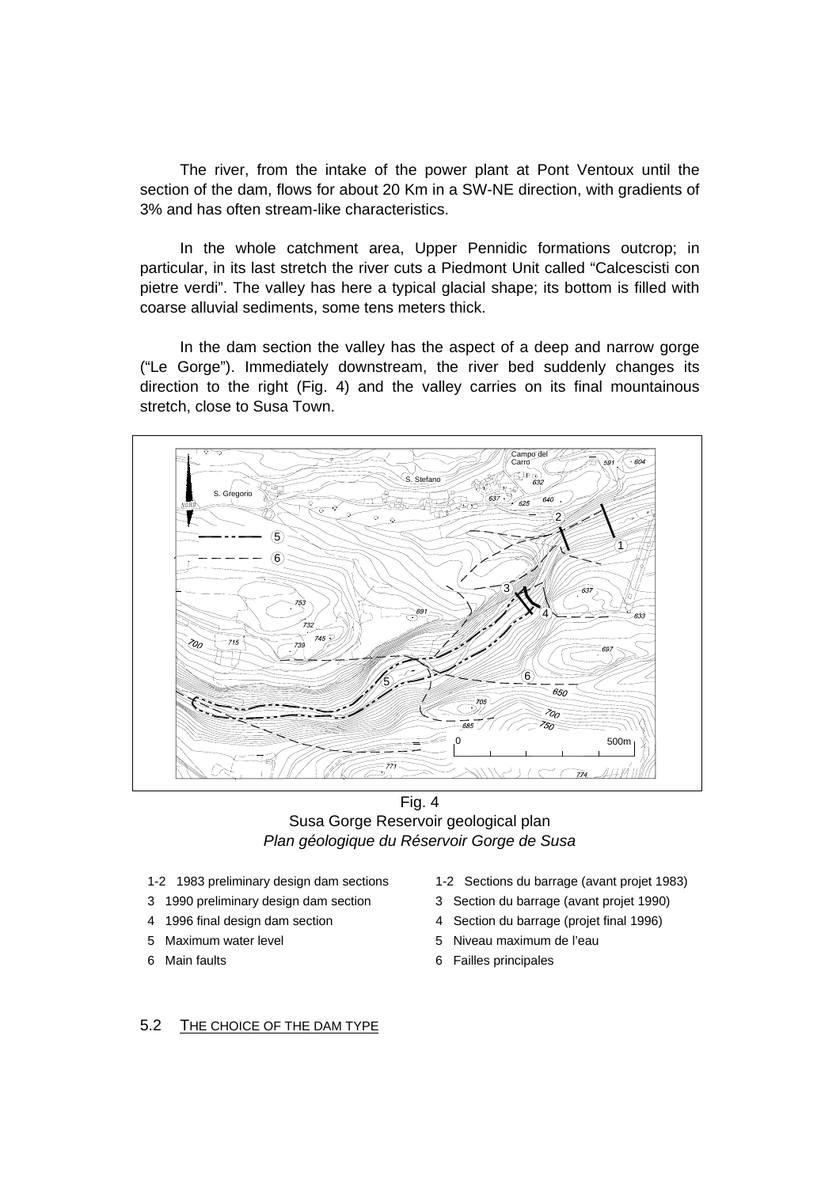The river, from the intake of the power plant at Pont Ventoux until the section of the dam, flows for about 20 Km in a SW-NE direction, with gradients of 3% and has often stream-like characteristics.

In the whole catchment area, Upper Pennidic formations outcrop; in particular, in its last stretch the river cuts a Piedmont Unit called "Calcescisti con pietre verdi". The valley has here a typical glacial shape; its bottom is filled with coarse alluvial sediments, some tens meters thick.

In the dam section the valley has the aspect of a deep and narrow gorge ("Le Gorge"). Immediately downstream, the river bed suddenly changes its direction to the right (Fig. 4) and the valley carries on its final mountainous stretch, close to Susa Town.

Fig. 4
Susa Gorge Reservoir geological plan
*Plan géologique du Réservoir Gorge de Susa*

- 1-2 1983 preliminary design dam sections
- 3 1990 preliminary design dam section
- 4 1996 final design dam section
- 5 Maximum water level
- 6 Main faults

- 1-2 Sections du barrage (avant projet 1983)
- 3 Section du barrage (avant projet 1990)
- 4 Section du barrage (projet final 1996)
- 5 Niveau maximum de l'eau
- 6 Failles principales

## 5.2 THE CHOICE OF THE DAM TYPE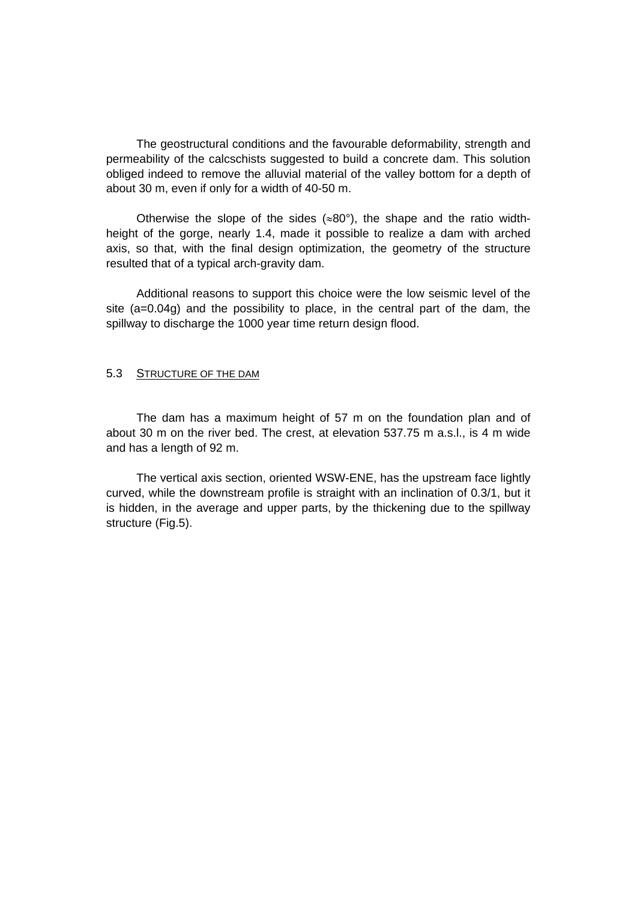The geostructural conditions and the favourable deformability, strength and permeability of the calcschists suggested to build a concrete dam. This solution obliged indeed to remove the alluvial material of the valley bottom for a depth of about 30 m, even if only for a width of 40-50 m.

Otherwise the slope of the sides (≈80°), the shape and the ratio width-height of the gorge, nearly 1.4, made it possible to realize a dam with arched axis, so that, with the final design optimization, the geometry of the structure resulted that of a typical arch-gravity dam.

Additional reasons to support this choice were the low seismic level of the site (a=0.04g) and the possibility to place, in the central part of the dam, the spillway to discharge the 1000 year time return design flood.

### 5.3 STRUCTURE OF THE DAM

The dam has a maximum height of 57 m on the foundation plan and of about 30 m on the river bed. The crest, at elevation 537.75 m a.s.l., is 4 m wide and has a length of 92 m.

The vertical axis section, oriented WSW-ENE, has the upstream face lightly curved, while the downstream profile is straight with an inclination of 0.3/1, but it is hidden, in the average and upper parts, by the thickening due to the spillway structure (Fig.5).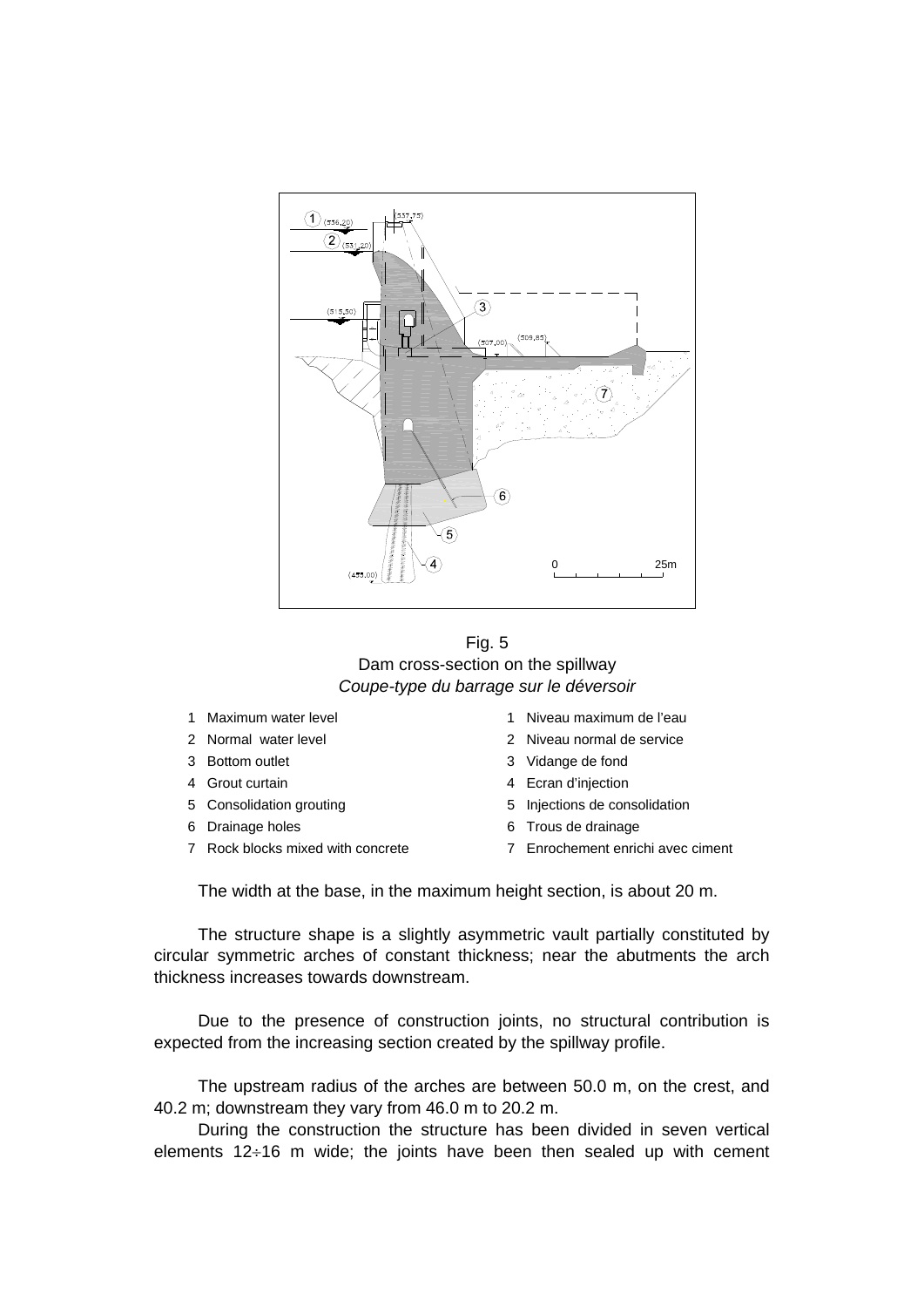Fig. 5
Dam cross-section on the spillway
*Coupe-type du barrage sur le déversoir*

1 Maximum water level
2 Normal water level
3 Bottom outlet
4 Grout curtain
5 Consolidation grouting
6 Drainage holes
7 Rock blocks mixed with concrete

1 Niveau maximum de l'eau
2 Niveau normal de service
3 Vidange de fond
4 Ecran d'injection
5 Injections de consolidation
6 Trous de drainage
7 Enrochement enrichi avec ciment

The width at the base, in the maximum height section, is about 20 m.

The structure shape is a slightly asymmetric vault partially constituted by circular symmetric arches of constant thickness; near the abutments the arch thickness increases towards downstream.

Due to the presence of construction joints, no structural contribution is expected from the increasing section created by the spillway profile.

The upstream radius of the arches are between 50.0 m, on the crest, and 40.2 m; downstream they vary from 46.0 m to 20.2 m.

During the construction the structure has been divided in seven vertical elements 12÷16 m wide; the joints have been then sealed up with cement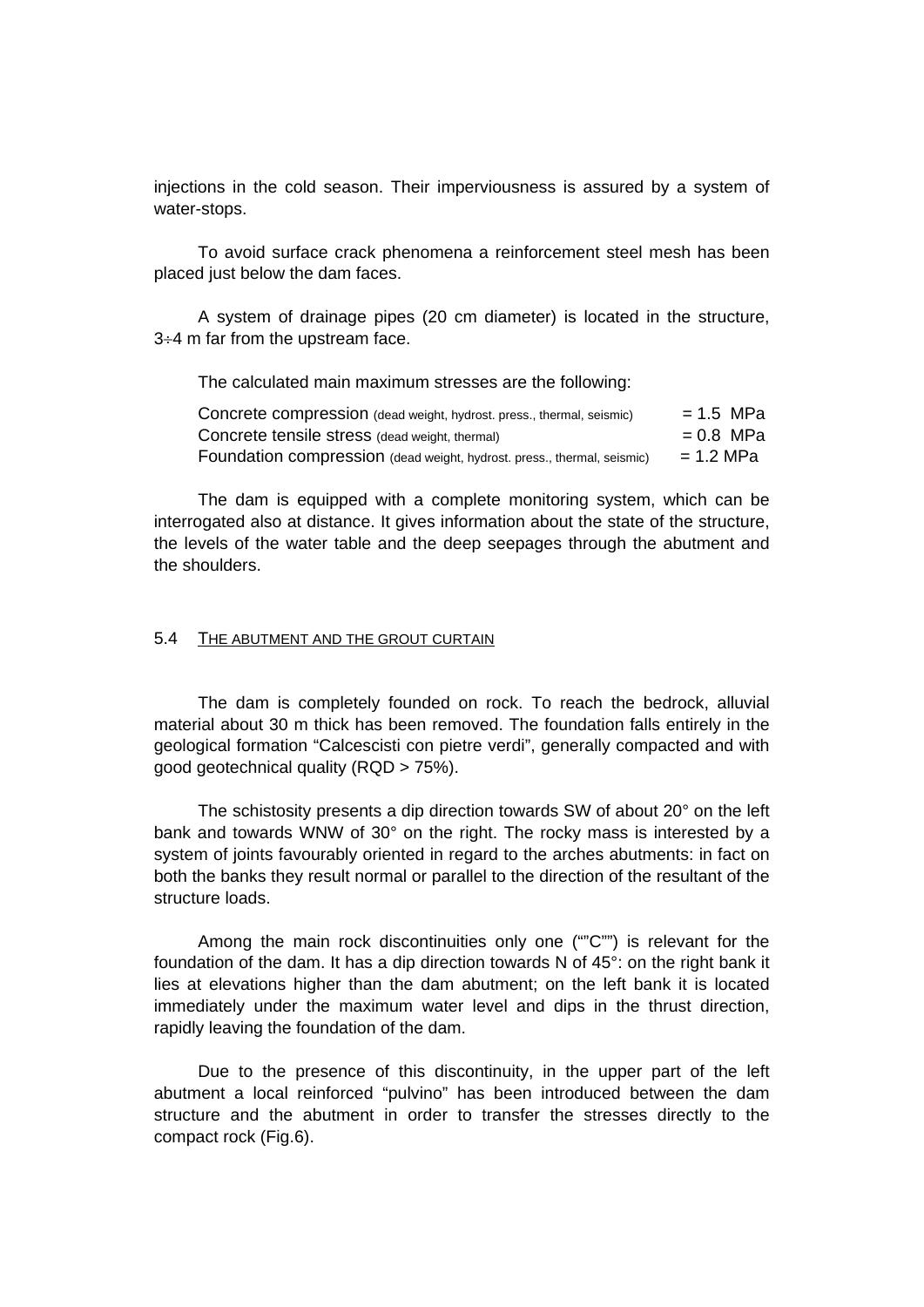injections in the cold season. Their imperviousness is assured by a system of water-stops.

To avoid surface crack phenomena a reinforcement steel mesh has been placed just below the dam faces.

A system of drainage pipes (20 cm diameter) is located in the structure, 3÷4 m far from the upstream face.

The calculated main maximum stresses are the following:

| | |
|---|---|
| Concrete compression (dead weight, hydrost. press., thermal, seismic) | = 1.5 MPa |
| Concrete tensile stress (dead weight, thermal) | = 0.8 MPa |
| Foundation compression (dead weight, hydrost. press., thermal, seismic) | = 1.2 MPa |

The dam is equipped with a complete monitoring system, which can be interrogated also at distance. It gives information about the state of the structure, the levels of the water table and the deep seepages through the abutment and the shoulders.

### 5.4 THE ABUTMENT AND THE GROUT CURTAIN

The dam is completely founded on rock. To reach the bedrock, alluvial material about 30 m thick has been removed. The foundation falls entirely in the geological formation "Calcescisti con pietre verdi", generally compacted and with good geotechnical quality (RQD > 75%).

The schistosity presents a dip direction towards SW of about 20° on the left bank and towards WNW of 30° on the right. The rocky mass is interested by a system of joints favourably oriented in regard to the arches abutments: in fact on both the banks they result normal or parallel to the direction of the resultant of the structure loads.

Among the main rock discontinuities only one ("C") is relevant for the foundation of the dam. It has a dip direction towards N of 45°: on the right bank it lies at elevations higher than the dam abutment; on the left bank it is located immediately under the maximum water level and dips in the thrust direction, rapidly leaving the foundation of the dam.

Due to the presence of this discontinuity, in the upper part of the left abutment a local reinforced "pulvino" has been introduced between the dam structure and the abutment in order to transfer the stresses directly to the compact rock (Fig.6).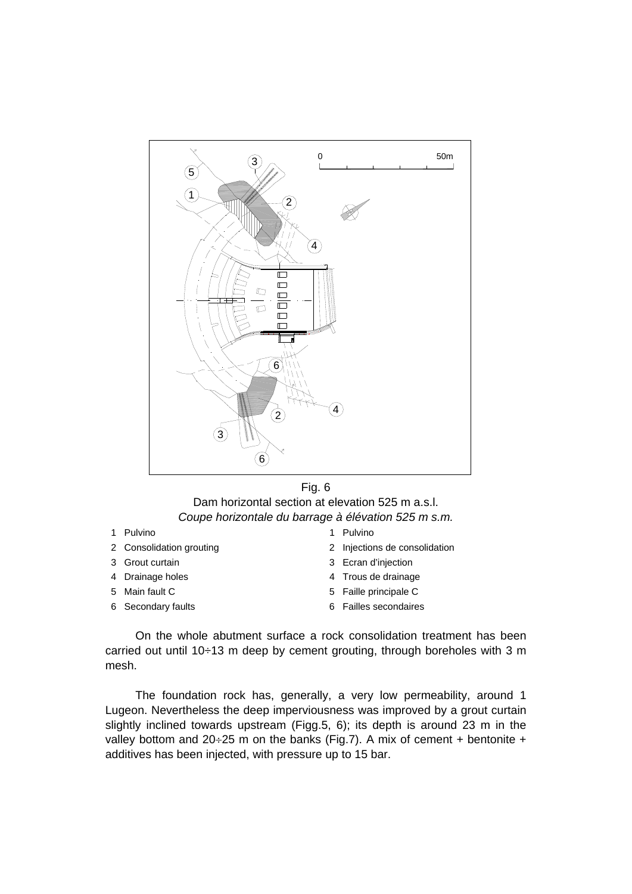Fig. 6

Dam horizontal section at elevation 525 m a.s.l.

*Coupe horizontale du barrage à élévation 525 m s.m.*

| | |
|---|---|
| 1 Pulvino | 1 Pulvino |
| 2 Consolidation grouting | 2 Injections de consolidation |
| 3 Grout curtain | 3 Ecran d'injection |
| 4 Drainage holes | 4 Trous de drainage |
| 5 Main fault C | 5 Faille principale C |
| 6 Secondary faults | 6 Failles secondaires |

On the whole abutment surface a rock consolidation treatment has been carried out until 10÷13 m deep by cement grouting, through boreholes with 3 m mesh.

The foundation rock has, generally, a very low permeability, around 1 Lugeon. Nevertheless the deep imperviousness was improved by a grout curtain slightly inclined towards upstream (Figg.5, 6); its depth is around 23 m in the valley bottom and 20÷25 m on the banks (Fig.7). A mix of cement + bentonite + additives has been injected, with pressure up to 15 bar.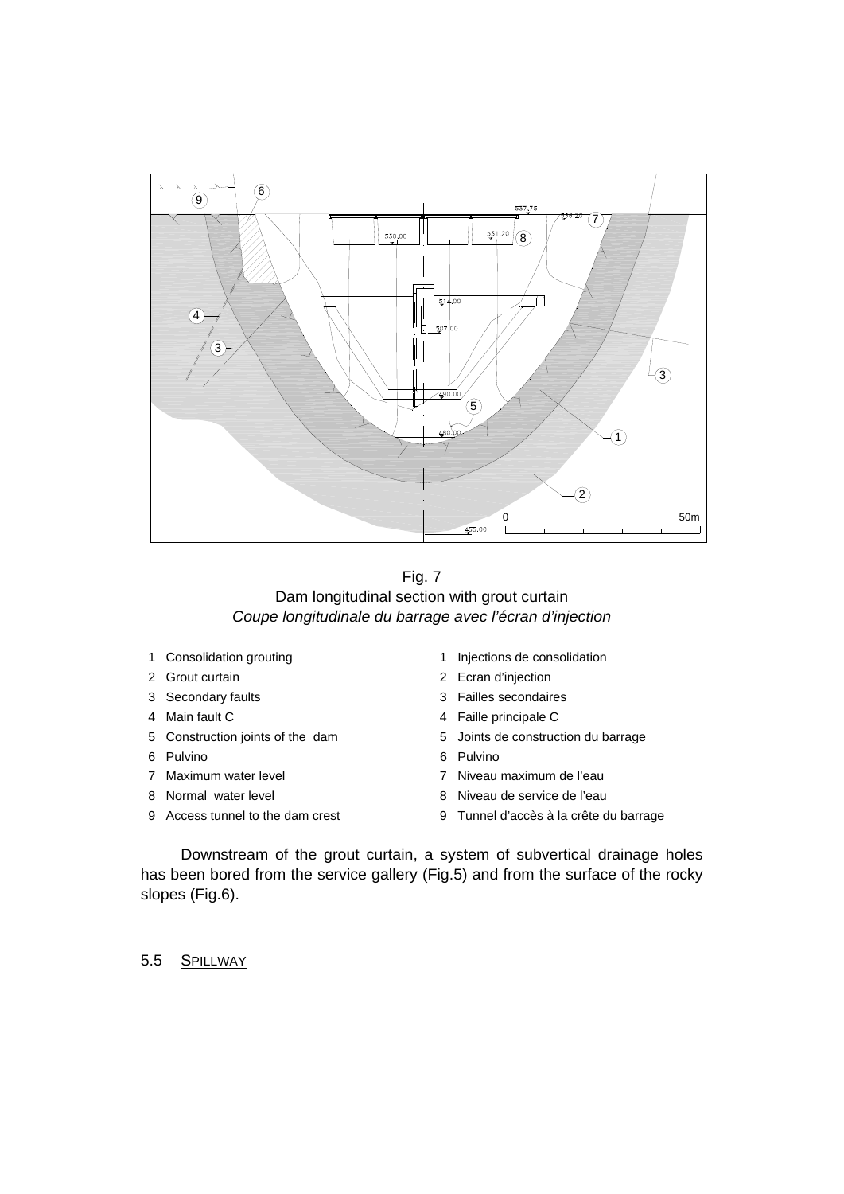Fig. 7
Dam longitudinal section with grout curtain
*Coupe longitudinale du barrage avec l'écran d'injection*

| | |
|---|---|
| 1 Consolidation grouting | 1 Injections de consolidation |
| 2 Grout curtain | 2 Ecran d'injection |
| 3 Secondary faults | 3 Failles secondaires |
| 4 Main fault C | 4 Faille principale C |
| 5 Construction joints of the dam | 5 Joints de construction du barrage |
| 6 Pulvino | 6 Pulvino |
| 7 Maximum water level | 7 Niveau maximum de l'eau |
| 8 Normal water level | 8 Niveau de service de l'eau |
| 9 Access tunnel to the dam crest | 9 Tunnel d'accès à la crête du barrage |

Downstream of the grout curtain, a system of subvertical drainage holes has been bored from the service gallery (Fig.5) and from the surface of the rocky slopes (Fig.6).

## 5.5 SPILLWAY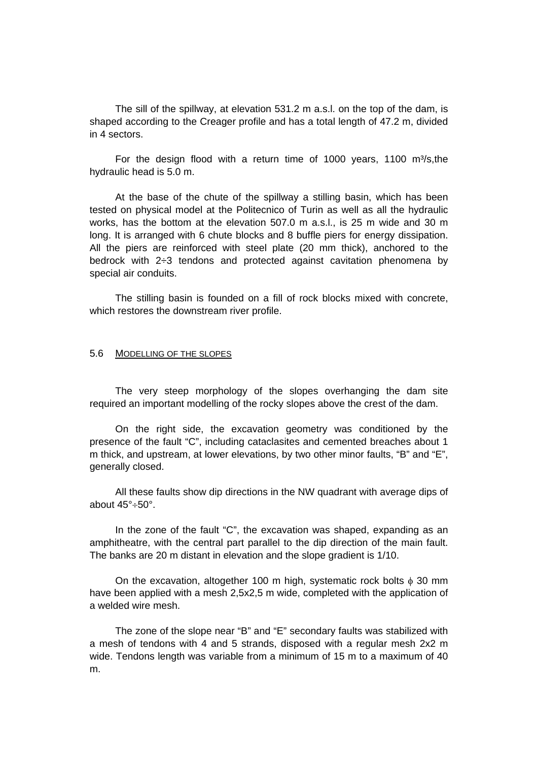The sill of the spillway, at elevation 531.2 m a.s.l. on the top of the dam, is shaped according to the Creager profile and has a total length of 47.2 m, divided in 4 sectors.

For the design flood with a return time of 1000 years, 1100 m³/s,the hydraulic head is 5.0 m.

At the base of the chute of the spillway a stilling basin, which has been tested on physical model at the Politecnico of Turin as well as all the hydraulic works, has the bottom at the elevation 507.0 m a.s.l., is 25 m wide and 30 m long. It is arranged with 6 chute blocks and 8 buffle piers for energy dissipation. All the piers are reinforced with steel plate (20 mm thick), anchored to the bedrock with 2÷3 tendons and protected against cavitation phenomena by special air conduits.

The stilling basin is founded on a fill of rock blocks mixed with concrete, which restores the downstream river profile.

## 5.6 MODELLING OF THE SLOPES

The very steep morphology of the slopes overhanging the dam site required an important modelling of the rocky slopes above the crest of the dam.

On the right side, the excavation geometry was conditioned by the presence of the fault "C", including cataclasites and cemented breaches about 1 m thick, and upstream, at lower elevations, by two other minor faults, "B" and "E", generally closed.

All these faults show dip directions in the NW quadrant with average dips of about 45°÷50°.

In the zone of the fault "C", the excavation was shaped, expanding as an amphitheatre, with the central part parallel to the dip direction of the main fault. The banks are 20 m distant in elevation and the slope gradient is 1/10.

On the excavation, altogether 100 m high, systematic rock bolts $\phi$ 30 mm have been applied with a mesh 2,5x2,5 m wide, completed with the application of a welded wire mesh.

The zone of the slope near "B" and "E" secondary faults was stabilized with a mesh of tendons with 4 and 5 strands, disposed with a regular mesh 2x2 m wide. Tendons length was variable from a minimum of 15 m to a maximum of 40 m.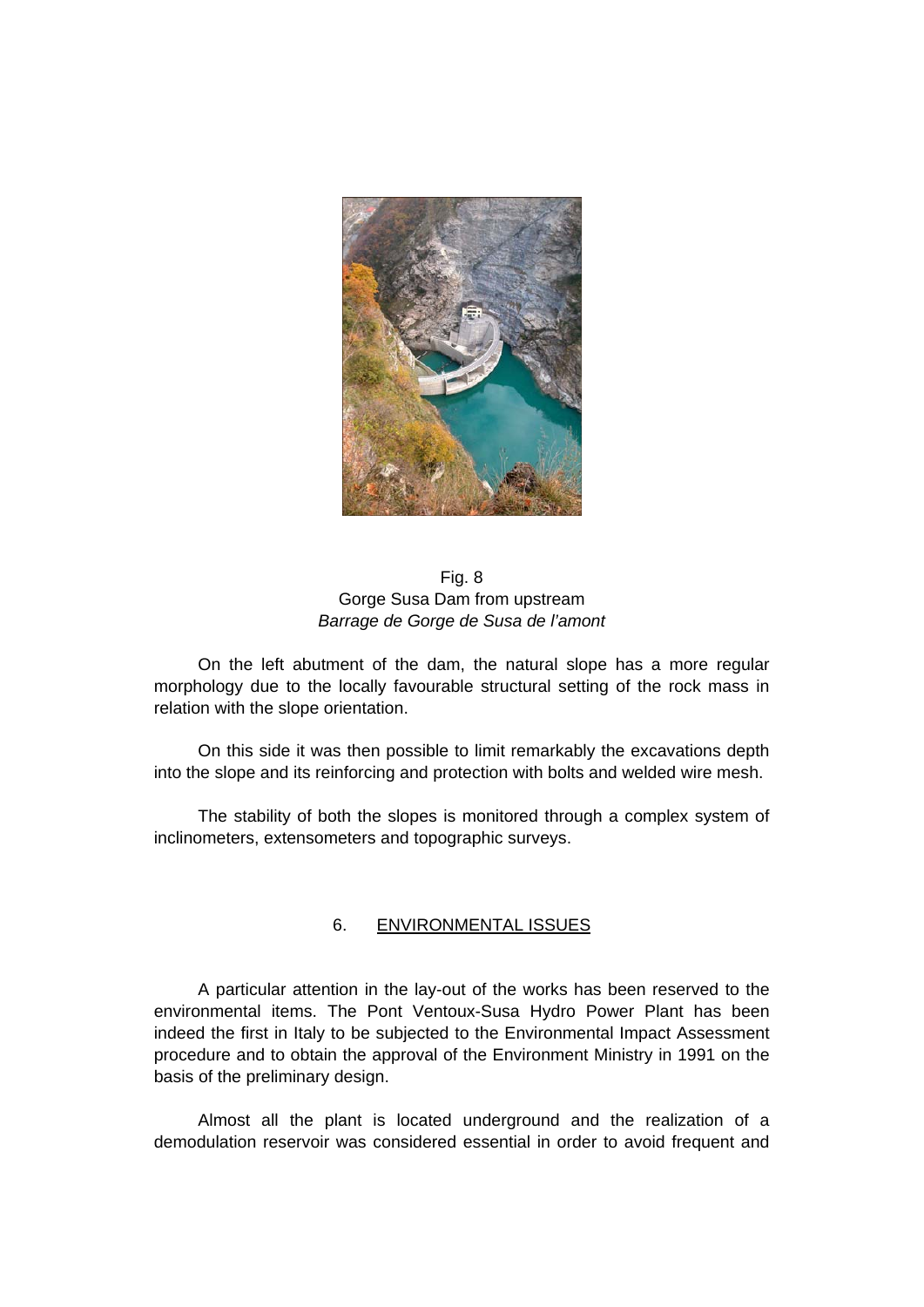Fig. 8
Gorge Susa Dam from upstream
*Barrage de Gorge de Susa de l'amont*

On the left abutment of the dam, the natural slope has a more regular morphology due to the locally favourable structural setting of the rock mass in relation with the slope orientation.

On this side it was then possible to limit remarkably the excavations depth into the slope and its reinforcing and protection with bolts and welded wire mesh.

The stability of both the slopes is monitored through a complex system of inclinometers, extensometers and topographic surveys.

## 6. ENVIRONMENTAL ISSUES

A particular attention in the lay-out of the works has been reserved to the environmental items. The Pont Ventoux-Susa Hydro Power Plant has been indeed the first in Italy to be subjected to the Environmental Impact Assessment procedure and to obtain the approval of the Environment Ministry in 1991 on the basis of the preliminary design.

Almost all the plant is located underground and the realization of a demodulation reservoir was considered essential in order to avoid frequent and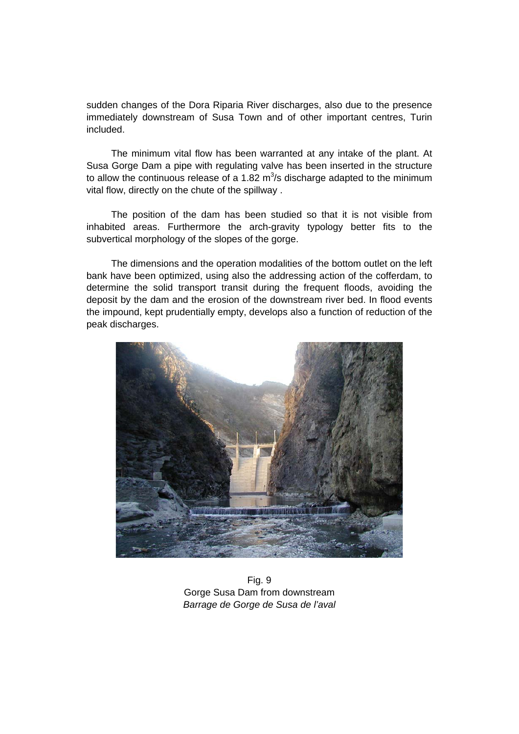sudden changes of the Dora Riparia River discharges, also due to the presence immediately downstream of Susa Town and of other important centres, Turin included.

The minimum vital flow has been warranted at any intake of the plant. At Susa Gorge Dam a pipe with regulating valve has been inserted in the structure to allow the continuous release of a 1.82 $m^3$/s discharge adapted to the minimum vital flow, directly on the chute of the spillway .

The position of the dam has been studied so that it is not visible from inhabited areas. Furthermore the arch-gravity typology better fits to the subvertical morphology of the slopes of the gorge.

The dimensions and the operation modalities of the bottom outlet on the left bank have been optimized, using also the addressing action of the cofferdam, to determine the solid transport transit during the frequent floods, avoiding the deposit by the dam and the erosion of the downstream river bed. In flood events the impound, kept prudentially empty, develops also a function of reduction of the peak discharges.

Fig. 9
Gorge Susa Dam from downstream
*Barrage de Gorge de Susa de l'aval*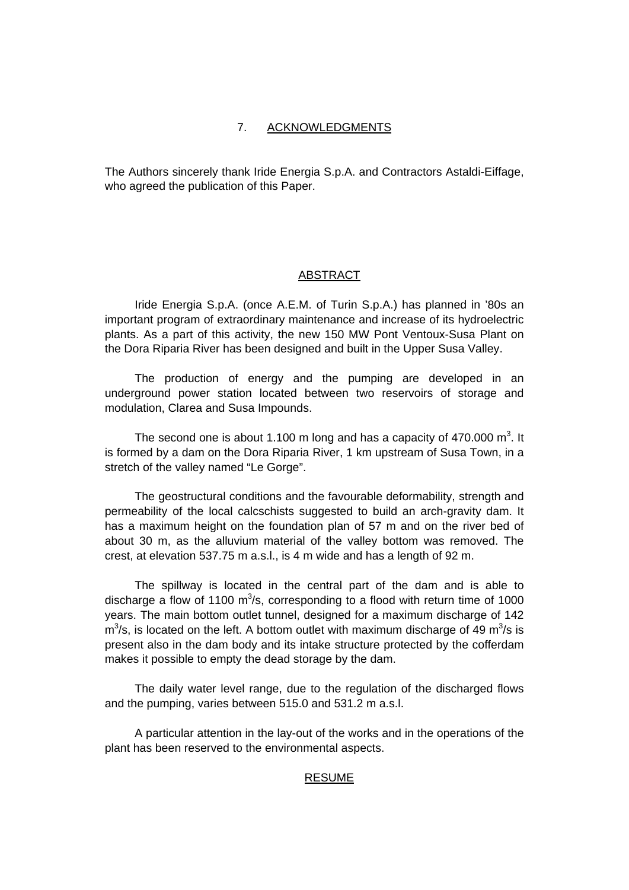## 7. ACKNOWLEDGMENTS

The Authors sincerely thank Iride Energia S.p.A. and Contractors Astaldi-Eiffage, who agreed the publication of this Paper.

## ABSTRACT

Iride Energia S.p.A. (once A.E.M. of Turin S.p.A.) has planned in '80s an important program of extraordinary maintenance and increase of its hydroelectric plants. As a part of this activity, the new 150 MW Pont Ventoux-Susa Plant on the Dora Riparia River has been designed and built in the Upper Susa Valley.

The production of energy and the pumping are developed in an underground power station located between two reservoirs of storage and modulation, Clarea and Susa Impounds.

The second one is about 1.100 m long and has a capacity of 470.000 $m^3$. It is formed by a dam on the Dora Riparia River, 1 km upstream of Susa Town, in a stretch of the valley named "Le Gorge".

The geostructural conditions and the favourable deformability, strength and permeability of the local calcschists suggested to build an arch-gravity dam. It has a maximum height on the foundation plan of 57 m and on the river bed of about 30 m, as the alluvium material of the valley bottom was removed. The crest, at elevation 537.75 m a.s.l., is 4 m wide and has a length of 92 m.

The spillway is located in the central part of the dam and is able to discharge a flow of 1100 $m^3$/s, corresponding to a flood with return time of 1000 years. The main bottom outlet tunnel, designed for a maximum discharge of 142 $m^3$/s, is located on the left. A bottom outlet with maximum discharge of 49 $m^3$/s is present also in the dam body and its intake structure protected by the cofferdam makes it possible to empty the dead storage by the dam.

The daily water level range, due to the regulation of the discharged flows and the pumping, varies between 515.0 and 531.2 m a.s.l.

A particular attention in the lay-out of the works and in the operations of the plant has been reserved to the environmental aspects.

## RESUME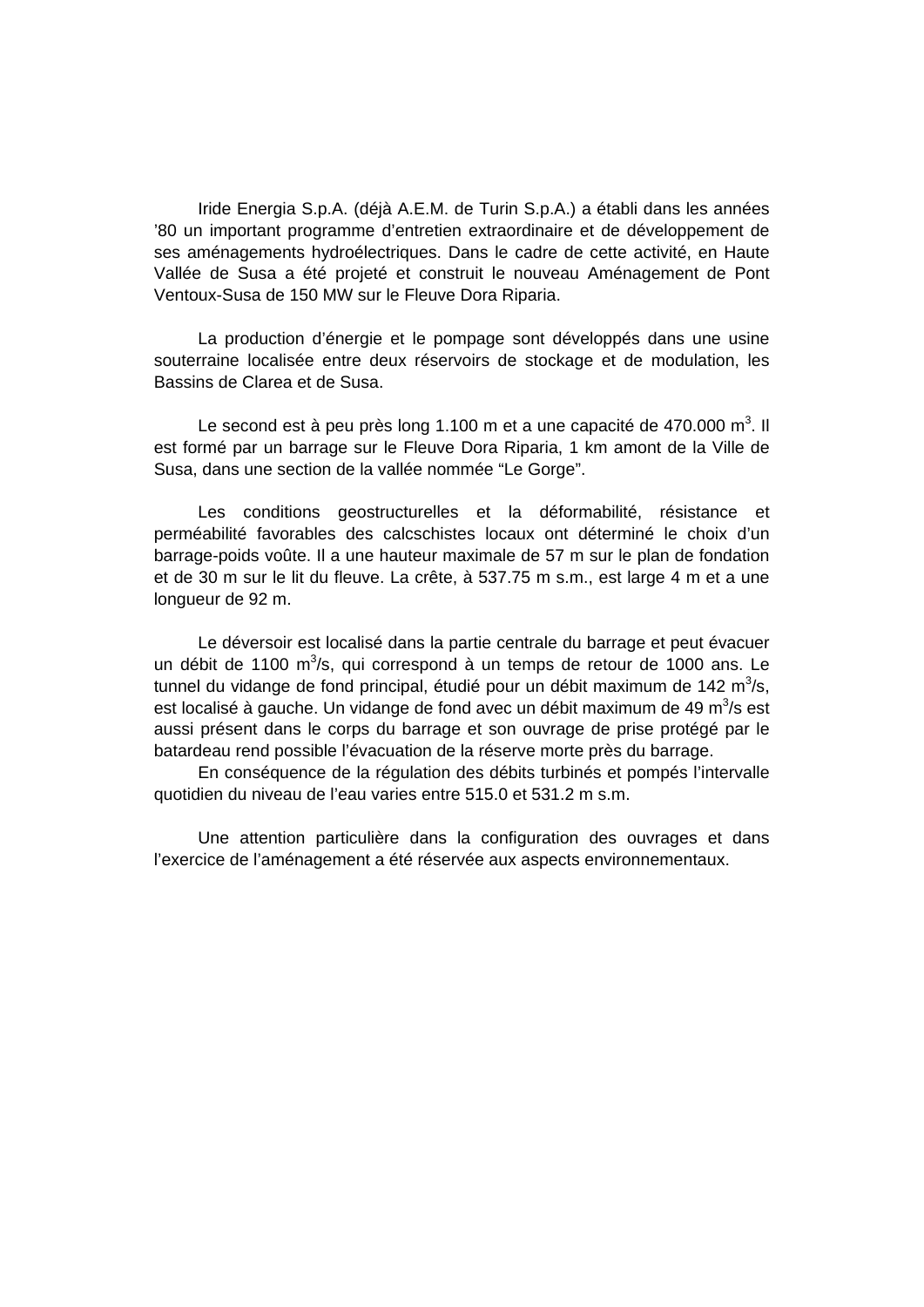Iride Energia S.p.A. (déjà A.E.M. de Turin S.p.A.) a établi dans les années ’80 un important programme d’entretien extraordinaire et de développement de ses aménagements hydroélectriques. Dans le cadre de cette activité, en Haute Vallée de Susa a été projeté et construit le nouveau Aménagement de Pont Ventoux-Susa de 150 MW sur le Fleuve Dora Riparia.

La production d’énergie et le pompage sont développés dans une usine souterraine localisée entre deux réservoirs de stockage et de modulation, les Bassins de Clarea et de Susa.

Le second est à peu près long 1.100 m et a une capacité de 470.000 $m^3$. Il est formé par un barrage sur le Fleuve Dora Riparia, 1 km amont de la Ville de Susa, dans une section de la vallée nommée “Le Gorge”.

Les conditions geostructurelles et la déformabilité, résistance et perméabilité favorables des calcschistes locaux ont déterminé le choix d’un barrage-poids voûte. Il a une hauteur maximale de 57 m sur le plan de fondation et de 30 m sur le lit du fleuve. La crête, à 537.75 m s.m., est large 4 m et a une longueur de 92 m.

Le déversoir est localisé dans la partie centrale du barrage et peut évacuer un débit de 1100 $m^3$/s, qui correspond à un temps de retour de 1000 ans. Le tunnel du vidange de fond principal, étudié pour un débit maximum de 142 $m^3$/s, est localisé à gauche. Un vidange de fond avec un débit maximum de 49 $m^3$/s est aussi présent dans le corps du barrage et son ouvrage de prise protégé par le batardeau rend possible l’évacuation de la réserve morte près du barrage.

En conséquence de la régulation des débits turbinés et pompés l’intervalle quotidien du niveau de l’eau varies entre 515.0 et 531.2 m s.m.

Une attention particulière dans la configuration des ouvrages et dans l’exercice de l’aménagement a été réservée aux aspects environnementaux.